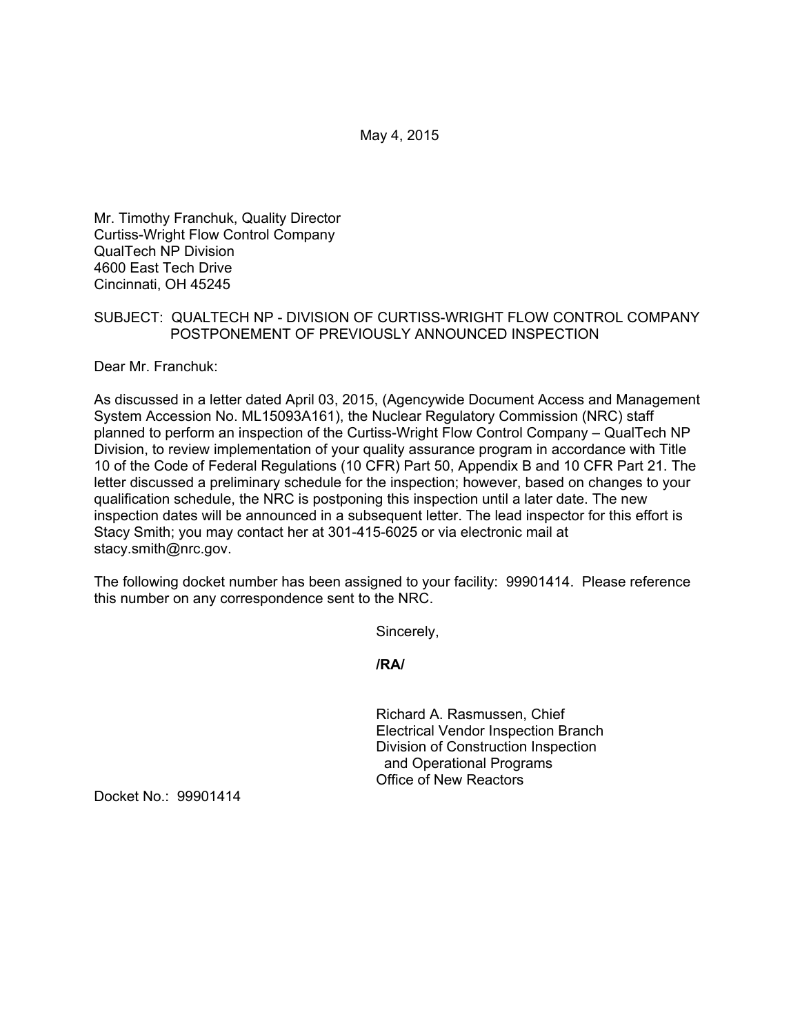May 4, 2015

Mr. Timothy Franchuk, Quality Director
Curtiss-Wright Flow Control Company
QualTech NP Division
4600 East Tech Drive
Cincinnati, OH 45245

SUBJECT: QUALTECH NP - DIVISION OF CURTISS-WRIGHT FLOW CONTROL COMPANY POSTPONEMENT OF PREVIOUSLY ANNOUNCED INSPECTION

Dear Mr. Franchuk:

As discussed in a letter dated April 03, 2015, (Agencywide Document Access and Management System Accession No. ML15093A161), the Nuclear Regulatory Commission (NRC) staff planned to perform an inspection of the Curtiss-Wright Flow Control Company – QualTech NP Division, to review implementation of your quality assurance program in accordance with Title 10 of the Code of Federal Regulations (10 CFR) Part 50, Appendix B and 10 CFR Part 21. The letter discussed a preliminary schedule for the inspection; however, based on changes to your qualification schedule, the NRC is postponing this inspection until a later date. The new inspection dates will be announced in a subsequent letter. The lead inspector for this effort is Stacy Smith; you may contact her at 301-415-6025 or via electronic mail at stacy.smith@nrc.gov.

The following docket number has been assigned to your facility: 99901414. Please reference this number on any correspondence sent to the NRC.

Sincerely,

**/RA/**

Richard A. Rasmussen, Chief
Electrical Vendor Inspection Branch
Division of Construction Inspection
and Operational Programs
Office of New Reactors

Docket No.: 99901414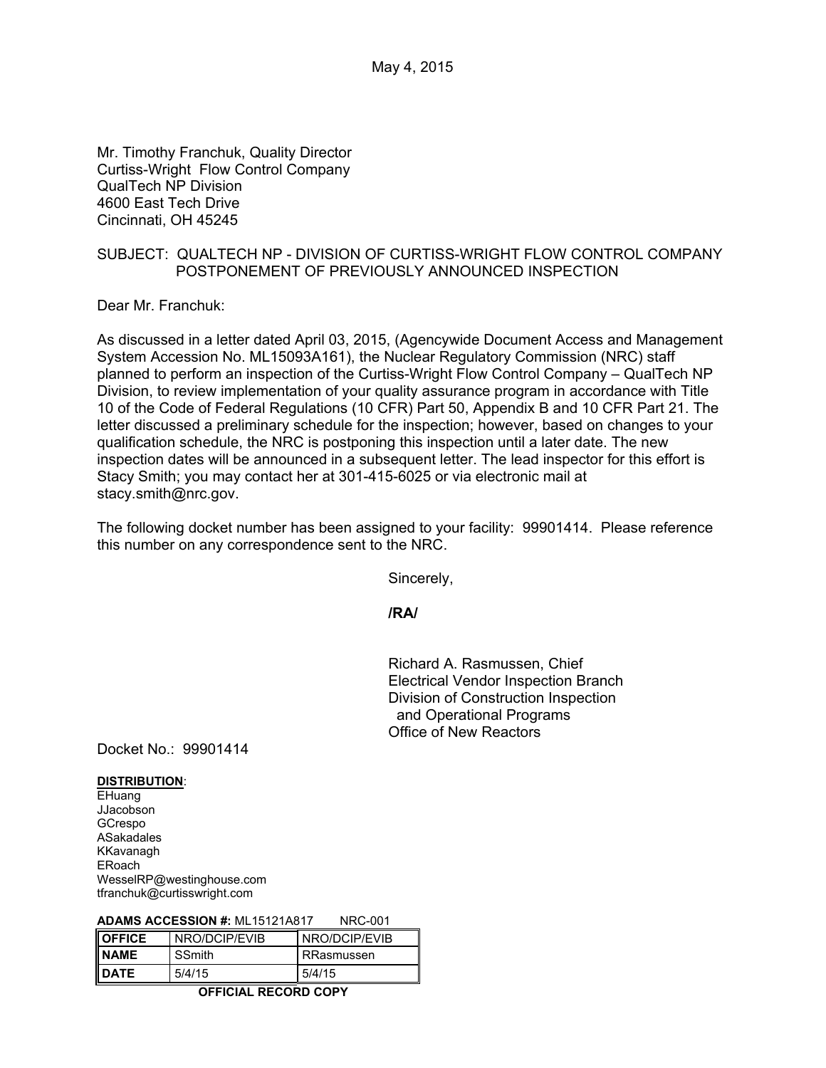May 4, 2015

Mr. Timothy Franchuk, Quality Director
Curtiss-Wright Flow Control Company
QualTech NP Division
4600 East Tech Drive
Cincinnati, OH 45245

SUBJECT: QUALTECH NP - DIVISION OF CURTISS-WRIGHT FLOW CONTROL COMPANY POSTPONEMENT OF PREVIOUSLY ANNOUNCED INSPECTION

Dear Mr. Franchuk:

As discussed in a letter dated April 03, 2015, (Agencywide Document Access and Management System Accession No. ML15093A161), the Nuclear Regulatory Commission (NRC) staff planned to perform an inspection of the Curtiss-Wright Flow Control Company – QualTech NP Division, to review implementation of your quality assurance program in accordance with Title 10 of the Code of Federal Regulations (10 CFR) Part 50, Appendix B and 10 CFR Part 21. The letter discussed a preliminary schedule for the inspection; however, based on changes to your qualification schedule, the NRC is postponing this inspection until a later date. The new inspection dates will be announced in a subsequent letter. The lead inspector for this effort is Stacy Smith; you may contact her at 301-415-6025 or via electronic mail at stacy.smith@nrc.gov.

The following docket number has been assigned to your facility: 99901414. Please reference this number on any correspondence sent to the NRC.

Sincerely,

**/RA/**

Richard A. Rasmussen, Chief
Electrical Vendor Inspection Branch
Division of Construction Inspection
and Operational Programs
Office of New Reactors

Docket No.: 99901414

**DISTRIBUTION**:
EHuang
JJacobson
GCrespo
ASakadales
KKavanagh
ERoach
WesselRP@westinghouse.com
tfranchuk@curtisswright.com

**ADAMS ACCESSION #:** ML15121A817 NRC-001

| **OFFICE** | NRO/DCIP/EVIB | NRO/DCIP/EVIB |
|---|---|---|
| **NAME** | SSmith | RRasmussen |
| **DATE** | 5/4/15 | 5/4/15 |

**OFFICIAL RECORD COPY**